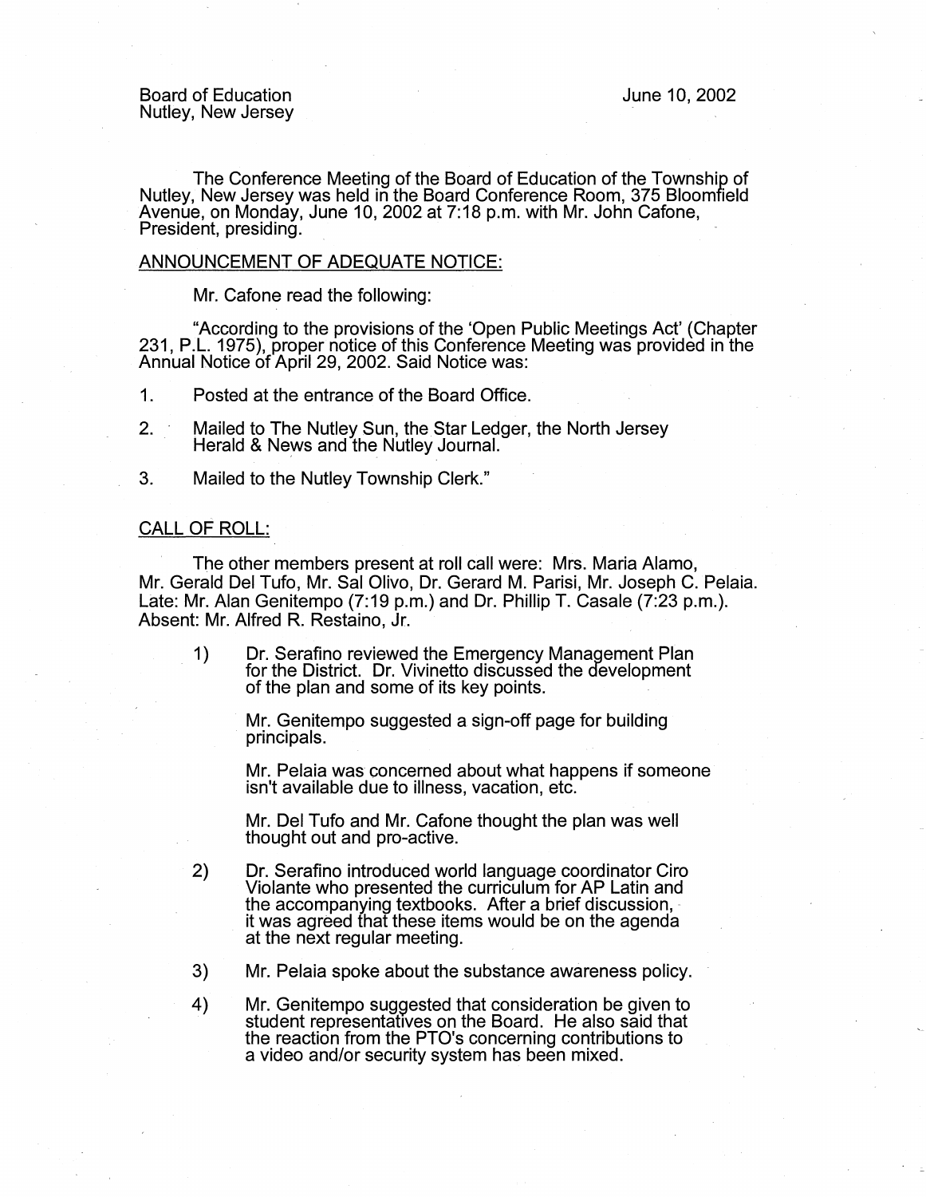Board of Education
Nutley, New Jersey

June 10, 2002

The Conference Meeting of the Board of Education of the Township of Nutley, New Jersey was held in the Board Conference Room, 375 Bloomfield Avenue, on Monday, June 10, 2002 at 7:18 p.m. with Mr. John Cafone, President, presiding.

ANNOUNCEMENT OF ADEQUATE NOTICE:

Mr. Cafone read the following:

"According to the provisions of the 'Open Public Meetings Act' (Chapter 231, P.L. 1975), proper notice of this Conference Meeting was provided in the Annual Notice of April 29, 2002. Said Notice was:

1. Posted at the entrance of the Board Office.
2. Mailed to The Nutley Sun, the Star Ledger, the North Jersey Herald & News and the Nutley Journal.
3. Mailed to the Nutley Township Clerk."

CALL OF ROLL:

The other members present at roll call were: Mrs. Maria Alamo, Mr. Gerald Del Tufo, Mr. Sal Olivo, Dr. Gerard M. Parisi, Mr. Joseph C. Pelaia. Late: Mr. Alan Genitempo (7:19 p.m.) and Dr. Phillip T. Casale (7:23 p.m.). Absent: Mr. Alfred R. Restaino, Jr.

1) Dr. Serafino reviewed the Emergency Management Plan for the District. Dr. Vivinetto discussed the development of the plan and some of its key points.

   Mr. Genitempo suggested a sign-off page for building principals.

   Mr. Pelaia was concerned about what happens if someone isn't available due to illness, vacation, etc.

   Mr. Del Tufo and Mr. Cafone thought the plan was well thought out and pro-active.

2) Dr. Serafino introduced world language coordinator Ciro Violante who presented the curriculum for AP Latin and the accompanying textbooks. After a brief discussion, it was agreed that these items would be on the agenda at the next regular meeting.

3) Mr. Pelaia spoke about the substance awareness policy.

4) Mr. Genitempo suggested that consideration be given to student representatives on the Board. He also said that the reaction from the PTO's concerning contributions to a video and/or security system has been mixed.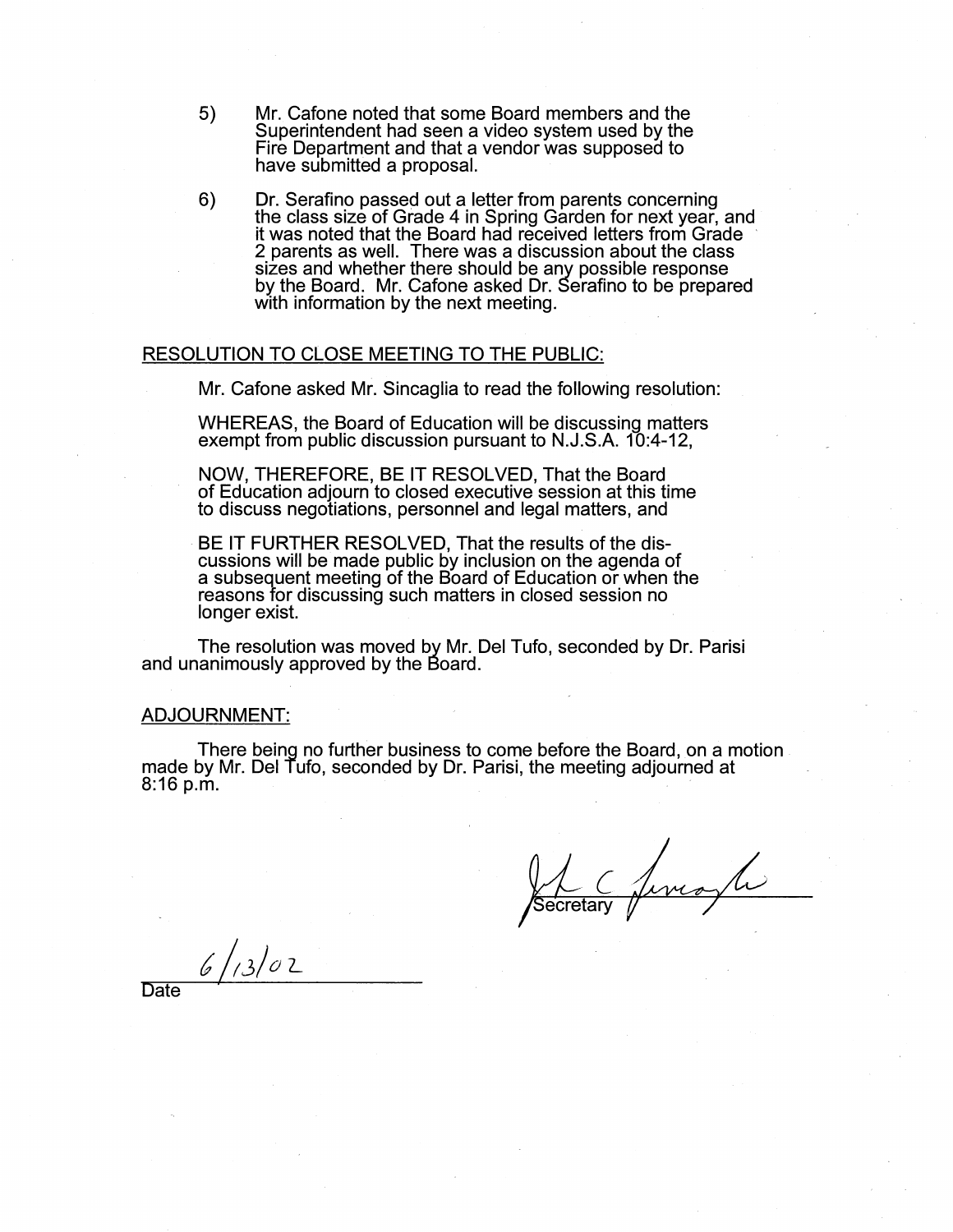5) Mr. Cafone noted that some Board members and the Superintendent had seen a video system used by the Fire Department and that a vendor was supposed to have submitted a proposal.

6) Dr. Serafino passed out a letter from parents concerning the class size of Grade 4 in Spring Garden for next year, and it was noted that the Board had received letters from Grade 2 parents as well. There was a discussion about the class sizes and whether there should be any possible response by the Board. Mr. Cafone asked Dr. Serafino to be prepared with information by the next meeting.

RESOLUTION TO CLOSE MEETING TO THE PUBLIC:

Mr. Cafone asked Mr. Sincaglia to read the following resolution:

WHEREAS, the Board of Education will be discussing matters exempt from public discussion pursuant to N.J.S.A. 10:4-12,

NOW, THEREFORE, BE IT RESOLVED, That the Board of Education adjourn to closed executive session at this time to discuss negotiations, personnel and legal matters, and

BE IT FURTHER RESOLVED, That the results of the discussions will be made public by inclusion on the agenda of a subsequent meeting of the Board of Education or when the reasons for discussing such matters in closed session no longer exist.

The resolution was moved by Mr. Del Tufo, seconded by Dr. Parisi and unanimously approved by the Board.

ADJOURNMENT:

There being no further business to come before the Board, on a motion made by Mr. Del Tufo, seconded by Dr. Parisi, the meeting adjourned at 8:16 p.m.

Secretary

6/13/02
Date